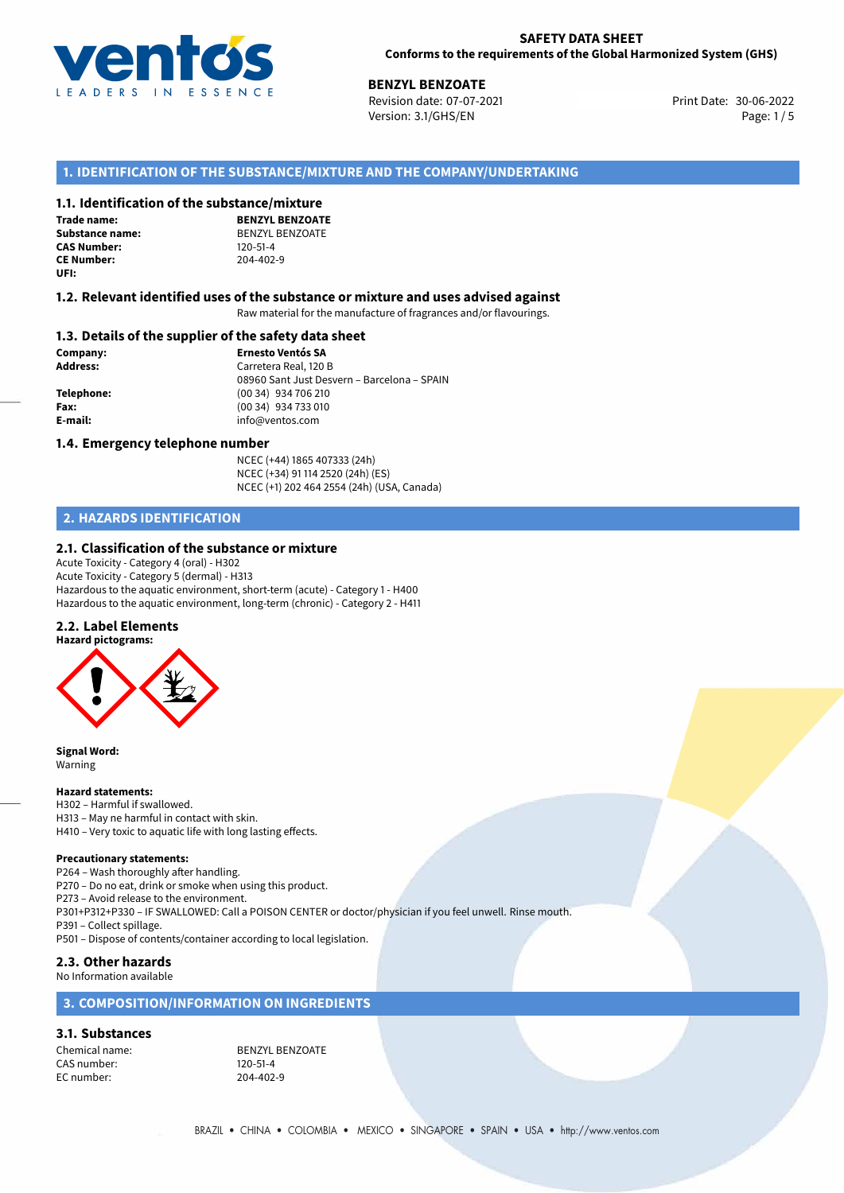# SAFETY DATA SHEET
**Conforms to the requirements of the Global Harmonized System (GHS)**

**BENZYL BENZOATE**
Revision date: 07-07-2021
Version: 3.1/GHS/EN
Print Date: 30-06-2022

## 1. IDENTIFICATION OF THE SUBSTANCE/MIXTURE AND THE COMPANY/UNDERTAKING

### 1.1. Identification of the substance/mixture

**Trade name:** **BENZYL BENZOATE**
**Substance name:** BENZYL BENZOATE
**CAS Number:** 120-51-4
**CE Number:** 204-402-9
**UFI:**

### 1.2. Relevant identified uses of the substance or mixture and uses advised against

Raw material for the manufacture of fragrances and/or flavourings.

### 1.3. Details of the supplier of the safety data sheet

**Company:** **Ernesto Ventós SA**
**Address:** Carretera Real, 120 B
08960 Sant Just Desvern – Barcelona – SPAIN
**Telephone:** (00 34) 934 706 210
**Fax:** (00 34) 934 733 010
**E-mail:** info@ventos.com

### 1.4. Emergency telephone number

NCEC (+44) 1865 407333 (24h)
NCEC (+34) 91 114 2520 (24h) (ES)
NCEC (+1) 202 464 2554 (24h) (USA, Canada)

## 2. HAZARDS IDENTIFICATION

### 2.1. Classification of the substance or mixture

Acute Toxicity - Category 4 (oral) - H302
Acute Toxicity - Category 5 (dermal) - H313
Hazardous to the aquatic environment, short-term (acute) - Category 1 - H400
Hazardous to the aquatic environment, long-term (chronic) - Category 2 - H411

### 2.2. Label Elements

**Hazard pictograms:**

**Signal Word:**
Warning

**Hazard statements:**
H302 – Harmful if swallowed.
H313 – May ne harmful in contact with skin.
H410 – Very toxic to aquatic life with long lasting effects.

**Precautionary statements:**
P264 – Wash thoroughly after handling.
P270 – Do no eat, drink or smoke when using this product.
P273 – Avoid release to the environment.
P301+P312+P330 – IF SWALLOWED: Call a POISON CENTER or doctor/physician if you feel unwell. Rinse mouth.
P391 – Collect spillage.
P501 – Dispose of contents/container according to local legislation.

### 2.3. Other hazards

No Information available

## 3. COMPOSITION/INFORMATION ON INGREDIENTS

### 3.1. Substances

Chemical name: BENZYL BENZOATE
CAS number: 120-51-4
EC number: 204-402-9

BRAZIL • CHINA • COLOMBIA • MEXICO • SINGAPORE • SPAIN • USA • http://www.ventos.com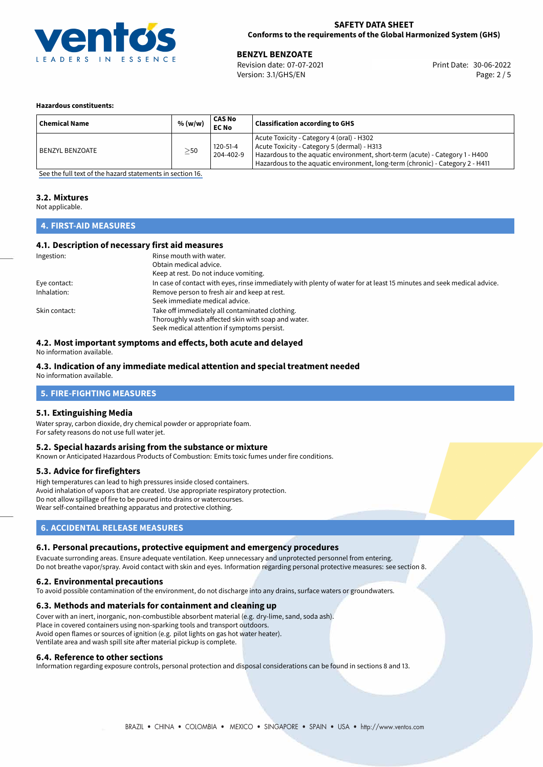**Hazardous constituents:**

| Chemical Name | % (w/w) | CAS No<br>EC No | Classification according to GHS |
|---|---|---|---|
| BENZYL BENZOATE | $\geq$50 | 120-51-4<br>204-402-9 | Acute Toxicity - Category 4 (oral) - H302<br>Acute Toxicity - Category 5 (dermal) - H313<br>Hazardous to the aquatic environment, short-term (acute) - Category 1 - H400<br>Hazardous to the aquatic environment, long-term (chronic) - Category 2 - H411 |

See the full text of the hazard statements in section 16.

### 3.2. Mixtures

Not applicable.

## 4. FIRST-AID MEASURES

### 4.1. Description of necessary first aid measures

Ingestion: Rinse mouth with water.
Obtain medical advice.
Keep at rest. Do not induce vomiting.

Eye contact: In case of contact with eyes, rinse immediately with plenty of water for at least 15 minutes and seek medical advice.

Inhalation: Remove person to fresh air and keep at rest.
Seek immediate medical advice.

Skin contact: Take off immediately all contaminated clothing.
Thoroughly wash affected skin with soap and water.
Seek medical attention if symptoms persist.

### 4.2. Most important symptoms and effects, both acute and delayed

No information available.

### 4.3. Indication of any immediate medical attention and special treatment needed

No information available.

## 5. FIRE-FIGHTING MEASURES

### 5.1. Extinguishing Media

Water spray, carbon dioxide, dry chemical powder or appropriate foam.
For safety reasons do not use full water jet.

### 5.2. Special hazards arising from the substance or mixture

Known or Anticipated Hazardous Products of Combustion: Emits toxic fumes under fire conditions.

### 5.3. Advice for firefighters

High temperatures can lead to high pressures inside closed containers.
Avoid inhalation of vapors that are created. Use appropriate respiratory protection.
Do not allow spillage of fire to be poured into drains or watercourses.
Wear self-contained breathing apparatus and protective clothing.

## 6. ACCIDENTAL RELEASE MEASURES

### 6.1. Personal precautions, protective equipment and emergency procedures

Evacuate surronding areas. Ensure adequate ventilation. Keep unnecessary and unprotected personnel from entering.
Do not breathe vapor/spray. Avoid contact with skin and eyes. Information regarding personal protective measures: see section 8.

### 6.2. Environmental precautions

To avoid possible contamination of the environment, do not discharge into any drains, surface waters or groundwaters.

### 6.3. Methods and materials for containment and cleaning up

Cover with an inert, inorganic, non-combustible absorbent material (e.g. dry-lime, sand, soda ash).
Place in covered containers using non-sparking tools and transport outdoors.
Avoid open flames or sources of ignition (e.g. pilot lights on gas hot water heater).
Ventilate area and wash spill site after material pickup is complete.

### 6.4. Reference to other sections

Information regarding exposure controls, personal protection and disposal considerations can be found in sections 8 and 13.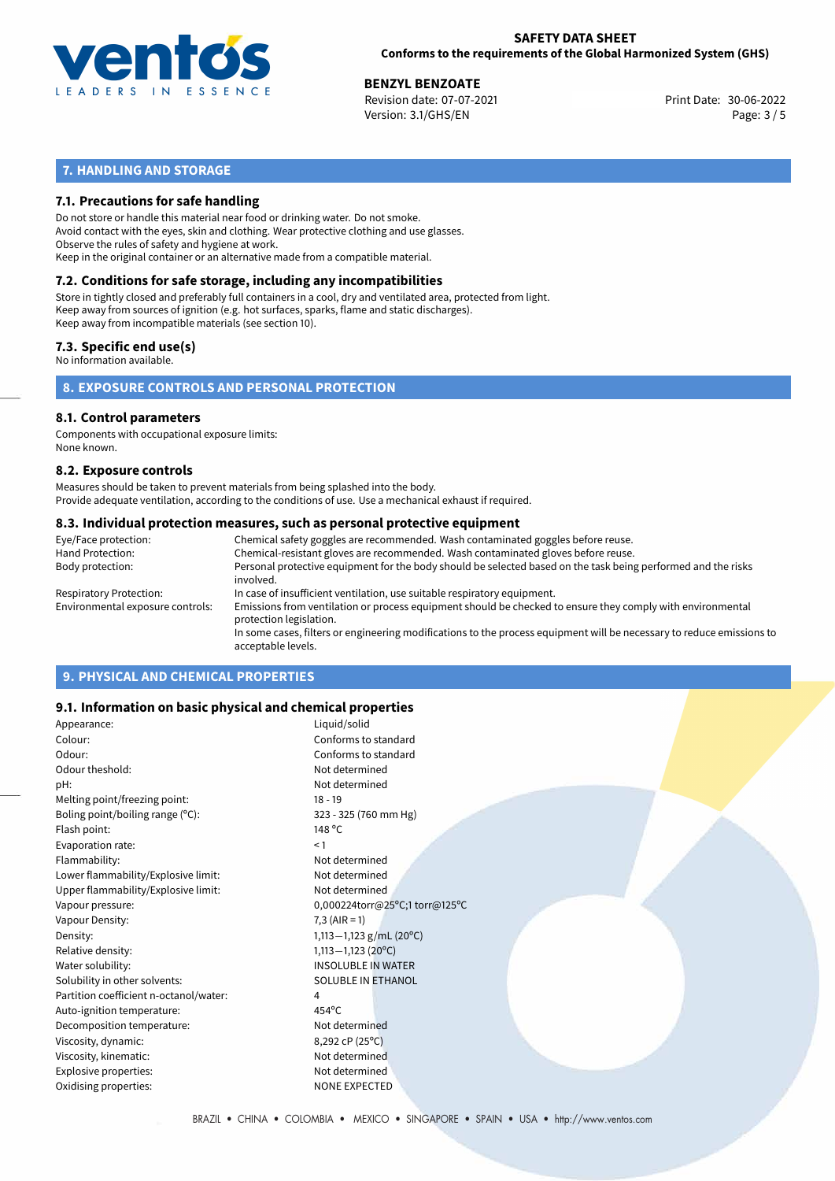## 7. HANDLING AND STORAGE

### 7.1. Precautions for safe handling

Do not store or handle this material near food or drinking water. Do not smoke.
Avoid contact with the eyes, skin and clothing. Wear protective clothing and use glasses.
Observe the rules of safety and hygiene at work.
Keep in the original container or an alternative made from a compatible material.

### 7.2. Conditions for safe storage, including any incompatibilities

Store in tightly closed and preferably full containers in a cool, dry and ventilated area, protected from light.
Keep away from sources of ignition (e.g. hot surfaces, sparks, flame and static discharges).
Keep away from incompatible materials (see section 10).

### 7.3. Specific end use(s)

No information available.

## 8. EXPOSURE CONTROLS AND PERSONAL PROTECTION

### 8.1. Control parameters

Components with occupational exposure limits:
None known.

### 8.2. Exposure controls

Measures should be taken to prevent materials from being splashed into the body.
Provide adequate ventilation, according to the conditions of use. Use a mechanical exhaust if required.

### 8.3. Individual protection measures, such as personal protective equipment

| | |
|---|---|
| Eye/Face protection: | Chemical safety goggles are recommended. Wash contaminated goggles before reuse. |
| Hand Protection: | Chemical-resistant gloves are recommended. Wash contaminated gloves before reuse. |
| Body protection: | Personal protective equipment for the body should be selected based on the task being performed and the risks involved. |
| Respiratory Protection: | In case of insufficient ventilation, use suitable respiratory equipment. |
| Environmental exposure controls: | Emissions from ventilation or process equipment should be checked to ensure they comply with environmental protection legislation. In some cases, filters or engineering modifications to the process equipment will be necessary to reduce emissions to acceptable levels. |

## 9. PHYSICAL AND CHEMICAL PROPERTIES

### 9.1. Information on basic physical and chemical properties

| | |
|---|---|
| Appearance: | Liquid/solid |
| Colour: | Conforms to standard |
| Odour: | Conforms to standard |
| Odour theshold: | Not determined |
| pH: | Not determined |
| Melting point/freezing point: | 18 - 19 |
| Boling point/boiling range (°C): | 323 - 325 (760 mm Hg) |
| Flash point: | 148 °C |
| Evaporation rate: | < 1 |
| Flammability: | Not determined |
| Lower flammability/Explosive limit: | Not determined |
| Upper flammability/Explosive limit: | Not determined |
| Vapour pressure: | 0,000224torr@25°C;1 torr@125°C |
| Vapour Density: | 7,3 (AIR = 1) |
| Density: | 1,113—1,123 g/mL (20°C) |
| Relative density: | 1,113—1,123 (20°C) |
| Water solubility: | INSOLUBLE IN WATER |
| Solubility in other solvents: | SOLUBLE IN ETHANOL |
| Partition coefficient n-octanol/water: | 4 |
| Auto-ignition temperature: | 454°C |
| Decomposition temperature: | Not determined |
| Viscosity, dynamic: | 8,292 cP (25°C) |
| Viscosity, kinematic: | Not determined |
| Explosive properties: | Not determined |
| Oxidising properties: | NONE EXPECTED |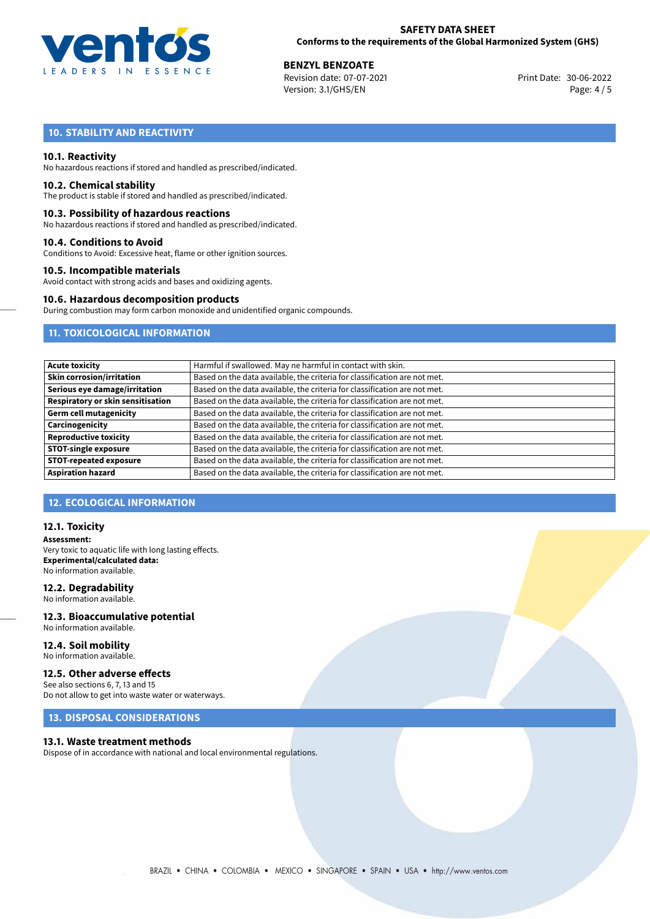## 10. STABILITY AND REACTIVITY

### 10.1. Reactivity

No hazardous reactions if stored and handled as prescribed/indicated.

### 10.2. Chemical stability

The product is stable if stored and handled as prescribed/indicated.

### 10.3. Possibility of hazardous reactions

No hazardous reactions if stored and handled as prescribed/indicated.

### 10.4. Conditions to Avoid

Conditions to Avoid: Excessive heat, flame or other ignition sources.

### 10.5. Incompatible materials

Avoid contact with strong acids and bases and oxidizing agents.

### 10.6. Hazardous decomposition products

During combustion may form carbon monoxide and unidentified organic compounds.

## 11. TOXICOLOGICAL INFORMATION

| | |
|---|---|
| **Acute toxicity** | Harmful if swallowed. May ne harmful in contact with skin. |
| **Skin corrosion/irritation** | Based on the data available, the criteria for classification are not met. |
| **Serious eye damage/irritation** | Based on the data available, the criteria for classification are not met. |
| **Respiratory or skin sensitisation** | Based on the data available, the criteria for classification are not met. |
| **Germ cell mutagenicity** | Based on the data available, the criteria for classification are not met. |
| **Carcinogenicity** | Based on the data available, the criteria for classification are not met. |
| **Reproductive toxicity** | Based on the data available, the criteria for classification are not met. |
| **STOT-single exposure** | Based on the data available, the criteria for classification are not met. |
| **STOT-repeated exposure** | Based on the data available, the criteria for classification are not met. |
| **Aspiration hazard** | Based on the data available, the criteria for classification are not met. |

## 12. ECOLOGICAL INFORMATION

### 12.1. Toxicity

**Assessment:**
Very toxic to aquatic life with long lasting effects.
**Experimental/calculated data:**
No information available.

### 12.2. Degradability

No information available.

### 12.3. Bioaccumulative potential

No information available.

### 12.4. Soil mobility

No information available.

### 12.5. Other adverse effects

See also sections 6, 7, 13 and 15
Do not allow to get into waste water or waterways.

## 13. DISPOSAL CONSIDERATIONS

### 13.1. Waste treatment methods

Dispose of in accordance with national and local environmental regulations.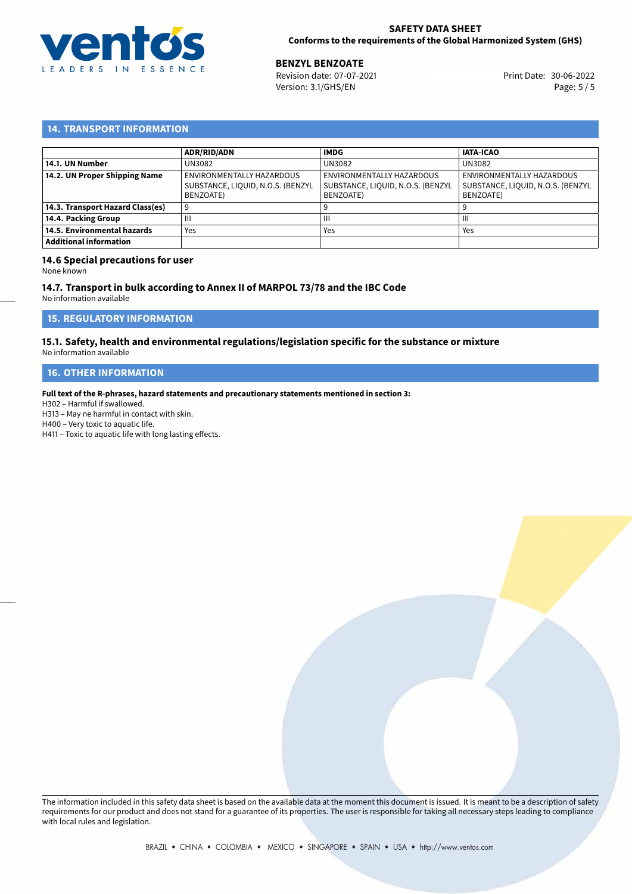## 14. TRANSPORT INFORMATION

| | ADR/RID/ADN | IMDG | IATA-ICAO |
|---|---|---|---|
| **14.1. UN Number** | UN3082 | UN3082 | UN3082 |
| **14.2. UN Proper Shipping Name** | ENVIRONMENTALLY HAZARDOUS SUBSTANCE, LIQUID, N.O.S. (BENZYL BENZOATE) | ENVIRONMENTALLY HAZARDOUS SUBSTANCE, LIQUID, N.O.S. (BENZYL BENZOATE) | ENVIRONMENTALLY HAZARDOUS SUBSTANCE, LIQUID, N.O.S. (BENZYL BENZOATE) |
| **14.3. Transport Hazard Class(es)** | 9 | 9 | 9 |
| **14.4. Packing Group** | III | III | III |
| **14.5. Environmental hazards** | Yes | Yes | Yes |
| **Additional information** | | | |

### 14.6 Special precautions for user

None known

### 14.7. Transport in bulk according to Annex II of MARPOL 73/78 and the IBC Code

No information available

## 15. REGULATORY INFORMATION

### 15.1. Safety, health and environmental regulations/legislation specific for the substance or mixture

No information available

## 16. OTHER INFORMATION

**Full text of the R-phrases, hazard statements and precautionary statements mentioned in section 3:**

H302 – Harmful if swallowed.
H313 – May ne harmful in contact with skin.
H400 – Very toxic to aquatic life.
H411 – Toxic to aquatic life with long lasting effects.

The information included in this safety data sheet is based on the available data at the moment this document is issued. It is meant to be a description of safety requirements for our product and does not stand for a guarantee of its properties. The user is responsible for taking all necessary steps leading to compliance with local rules and legislation.